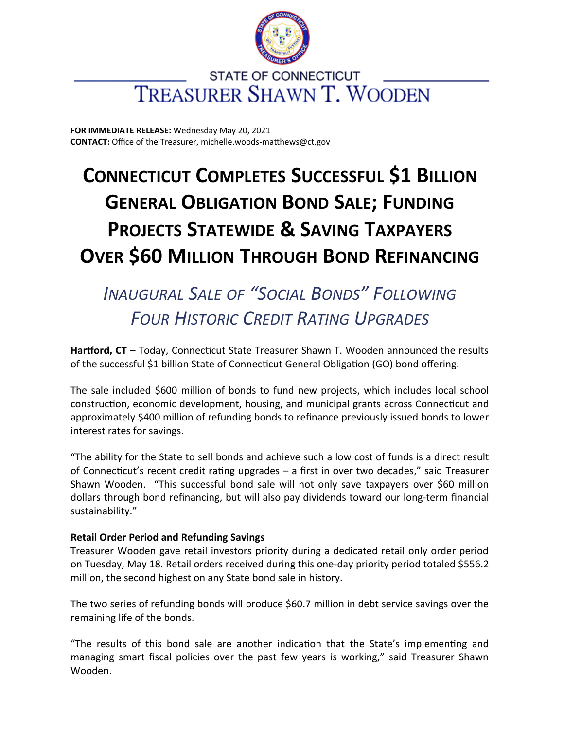STATE OF CONNECTICUT

TREASURER SHAWN T. WOODEN

**FOR IMMEDIATE RELEASE:** Wednesday May 20, 2021
**CONTACT:** Office of the Treasurer, michelle.woods-matthews@ct.gov

# CONNECTICUT COMPLETES SUCCESSFUL $1 BILLION GENERAL OBLIGATION BOND SALE; FUNDING PROJECTS STATEWIDE & SAVING TAXPAYERS OVER $60 MILLION THROUGH BOND REFINANCING

## *INAUGURAL SALE OF "SOCIAL BONDS" FOLLOWING FOUR HISTORIC CREDIT RATING UPGRADES*

**Hartford, CT** – Today, Connecticut State Treasurer Shawn T. Wooden announced the results of the successful $1 billion State of Connecticut General Obligation (GO) bond offering.

The sale included $600 million of bonds to fund new projects, which includes local school construction, economic development, housing, and municipal grants across Connecticut and approximately $400 million of refunding bonds to refinance previously issued bonds to lower interest rates for savings.

"The ability for the State to sell bonds and achieve such a low cost of funds is a direct result of Connecticut's recent credit rating upgrades – a first in over two decades," said Treasurer Shawn Wooden. "This successful bond sale will not only save taxpayers over $60 million dollars through bond refinancing, but will also pay dividends toward our long-term financial sustainability."

**Retail Order Period and Refunding Savings**

Treasurer Wooden gave retail investors priority during a dedicated retail only order period on Tuesday, May 18. Retail orders received during this one-day priority period totaled $556.2 million, the second highest on any State bond sale in history.

The two series of refunding bonds will produce $60.7 million in debt service savings over the remaining life of the bonds.

"The results of this bond sale are another indication that the State's implementing and managing smart fiscal policies over the past few years is working," said Treasurer Shawn Wooden.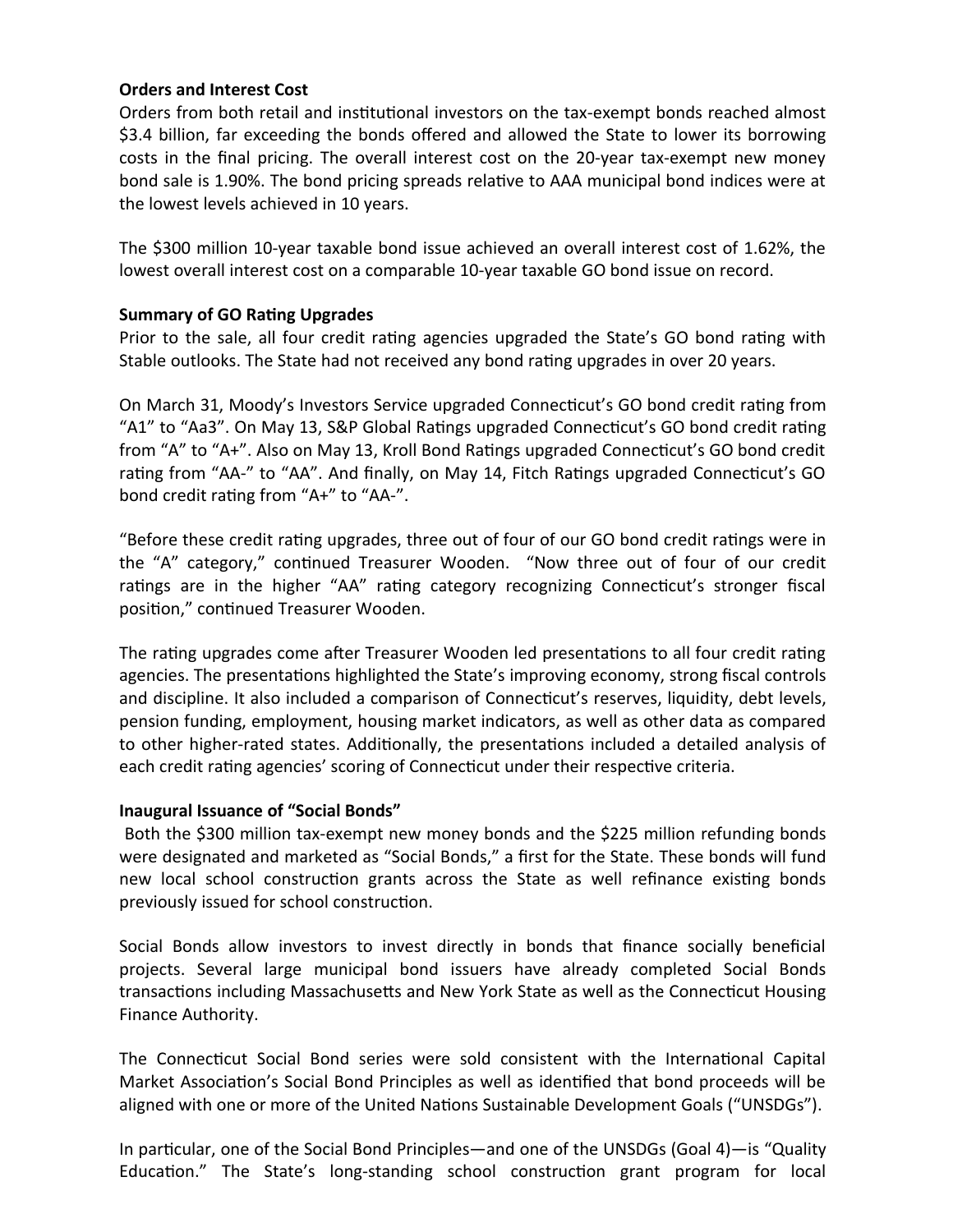**Orders and Interest Cost**

Orders from both retail and institutional investors on the tax-exempt bonds reached almost $3.4 billion, far exceeding the bonds offered and allowed the State to lower its borrowing costs in the final pricing. The overall interest cost on the 20-year tax-exempt new money bond sale is 1.90%. The bond pricing spreads relative to AAA municipal bond indices were at the lowest levels achieved in 10 years.

The $300 million 10-year taxable bond issue achieved an overall interest cost of 1.62%, the lowest overall interest cost on a comparable 10-year taxable GO bond issue on record.

**Summary of GO Rating Upgrades**

Prior to the sale, all four credit rating agencies upgraded the State's GO bond rating with Stable outlooks. The State had not received any bond rating upgrades in over 20 years.

On March 31, Moody's Investors Service upgraded Connecticut's GO bond credit rating from "A1" to "Aa3". On May 13, S&P Global Ratings upgraded Connecticut's GO bond credit rating from "A" to "A+". Also on May 13, Kroll Bond Ratings upgraded Connecticut's GO bond credit rating from "AA-" to "AA". And finally, on May 14, Fitch Ratings upgraded Connecticut's GO bond credit rating from "A+" to "AA-".

"Before these credit rating upgrades, three out of four of our GO bond credit ratings were in the "A" category," continued Treasurer Wooden. "Now three out of four of our credit ratings are in the higher "AA" rating category recognizing Connecticut's stronger fiscal position," continued Treasurer Wooden.

The rating upgrades come after Treasurer Wooden led presentations to all four credit rating agencies. The presentations highlighted the State's improving economy, strong fiscal controls and discipline. It also included a comparison of Connecticut's reserves, liquidity, debt levels, pension funding, employment, housing market indicators, as well as other data as compared to other higher-rated states. Additionally, the presentations included a detailed analysis of each credit rating agencies' scoring of Connecticut under their respective criteria.

**Inaugural Issuance of "Social Bonds"**

Both the $300 million tax-exempt new money bonds and the $225 million refunding bonds were designated and marketed as "Social Bonds," a first for the State. These bonds will fund new local school construction grants across the State as well refinance existing bonds previously issued for school construction.

Social Bonds allow investors to invest directly in bonds that finance socially beneficial projects. Several large municipal bond issuers have already completed Social Bonds transactions including Massachusetts and New York State as well as the Connecticut Housing Finance Authority.

The Connecticut Social Bond series were sold consistent with the International Capital Market Association's Social Bond Principles as well as identified that bond proceeds will be aligned with one or more of the United Nations Sustainable Development Goals ("UNSDGs").

In particular, one of the Social Bond Principles—and one of the UNSDGs (Goal 4)—is "Quality Education." The State's long-standing school construction grant program for local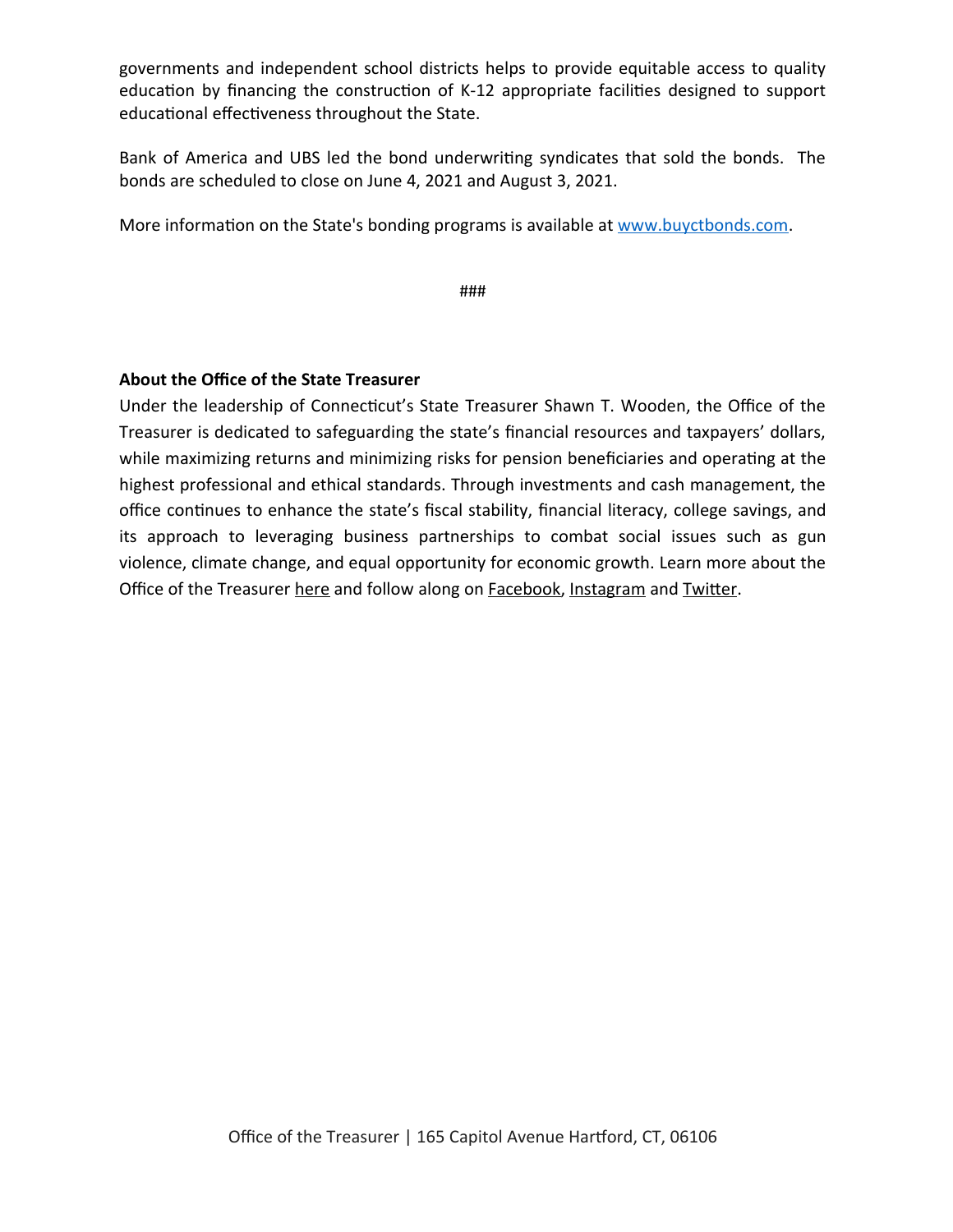governments and independent school districts helps to provide equitable access to quality education by financing the construction of K-12 appropriate facilities designed to support educational effectiveness throughout the State.

Bank of America and UBS led the bond underwriting syndicates that sold the bonds. The bonds are scheduled to close on June 4, 2021 and August 3, 2021.

More information on the State's bonding programs is available at [www.buyctbonds.com](http://www.buyctbonds.com).

###

**About the Office of the State Treasurer**

Under the leadership of Connecticut's State Treasurer Shawn T. Wooden, the Office of the Treasurer is dedicated to safeguarding the state's financial resources and taxpayers' dollars, while maximizing returns and minimizing risks for pension beneficiaries and operating at the highest professional and ethical standards. Through investments and cash management, the office continues to enhance the state's fiscal stability, financial literacy, college savings, and its approach to leveraging business partnerships to combat social issues such as gun violence, climate change, and equal opportunity for economic growth. Learn more about the Office of the Treasurer here and follow along on Facebook, Instagram and Twitter.

Office of the Treasurer | 165 Capitol Avenue Hartford, CT, 06106